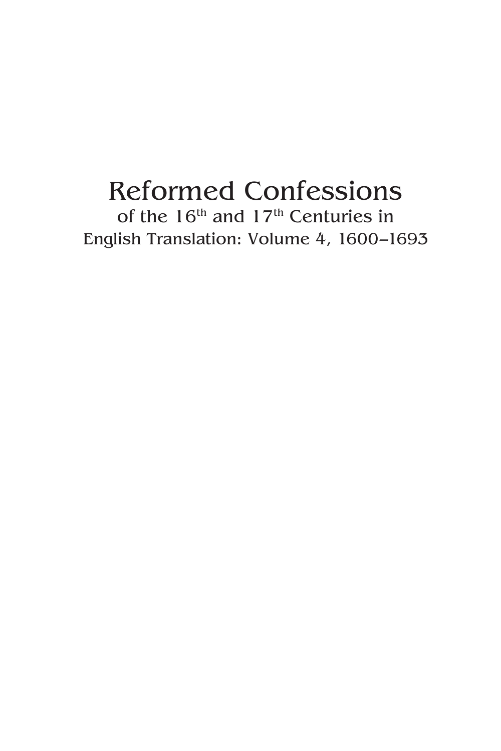# Reformed Confessions

of the 16th and 17th Centuries in English Translation: Volume 4, 1600–1693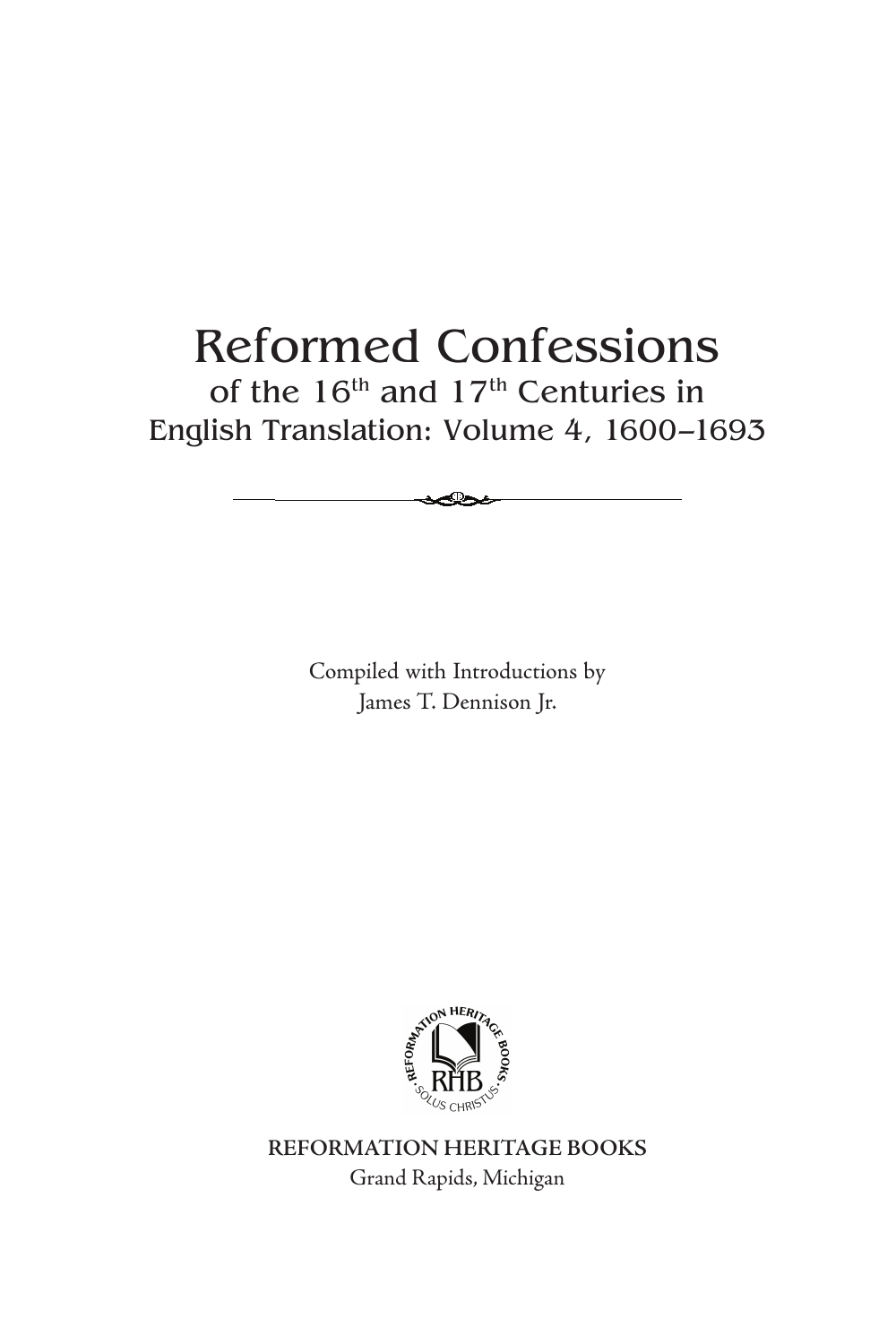# Reformed Confessions

## of the 16th and 17th Centuries in English Translation: Volume 4, 1600–1693

Compiled with Introductions by
James T. Dennison Jr.

REFORMATION HERITAGE BOOKS
Grand Rapids, Michigan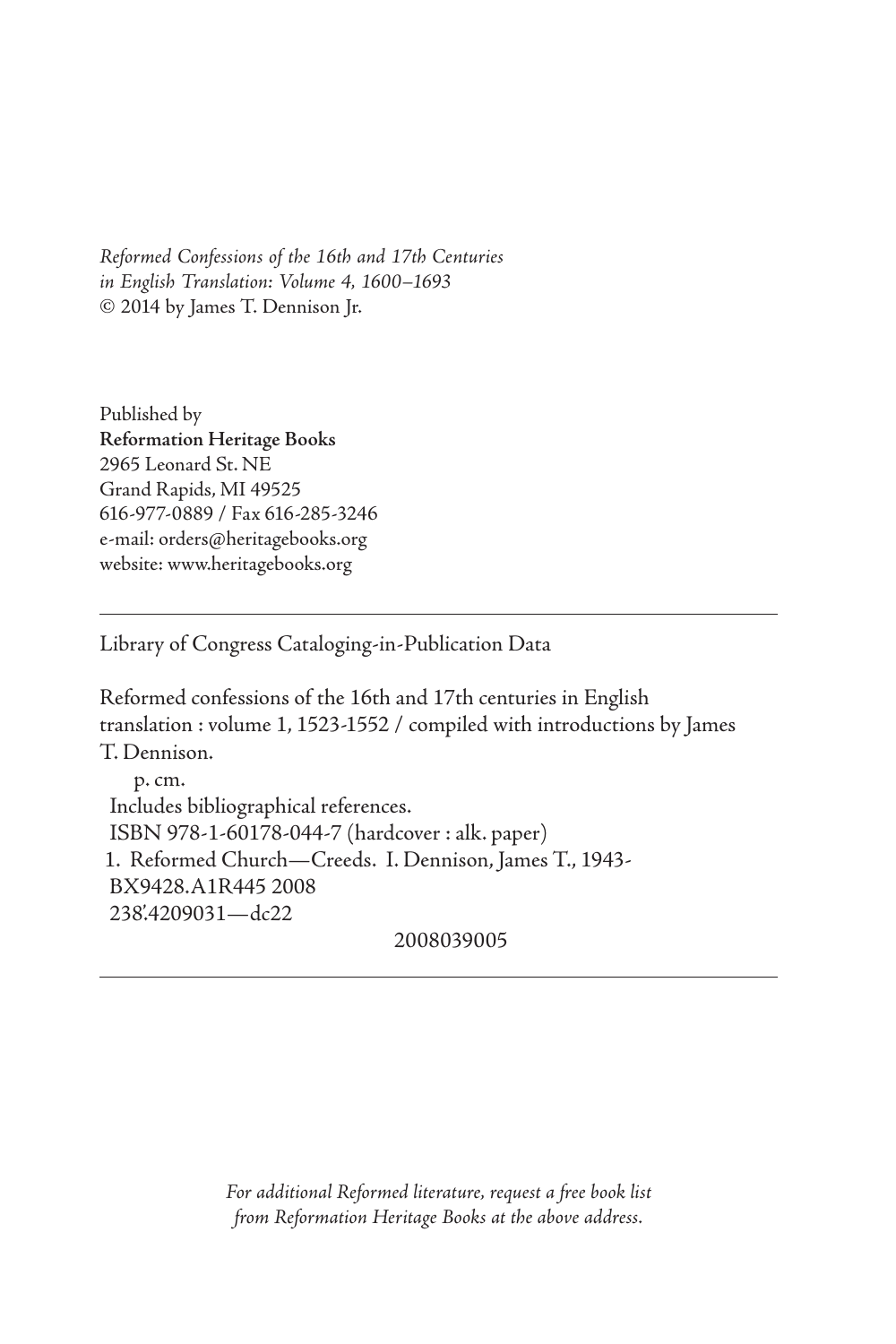*Reformed Confessions of the 16th and 17th Centuries in English Translation: Volume 4, 1600–1693*
© 2014 by James T. Dennison Jr.

Published by
**Reformation Heritage Books**
2965 Leonard St. NE
Grand Rapids, MI 49525
616-977-0889 / Fax 616-285-3246
e-mail: orders@heritagebooks.org
website: www.heritagebooks.org

---

Library of Congress Cataloging-in-Publication Data

Reformed confessions of the 16th and 17th centuries in English translation : volume 1, 1523-1552 / compiled with introductions by James T. Dennison.

p. cm.
Includes bibliographical references.
ISBN 978-1-60178-044-7 (hardcover : alk. paper)
1. Reformed Church—Creeds. I. Dennison, James T., 1943-
BX9428.A1R445 2008
238'.4209031—dc22

2008039005

---

*For additional Reformed literature, request a free book list from Reformation Heritage Books at the above address.*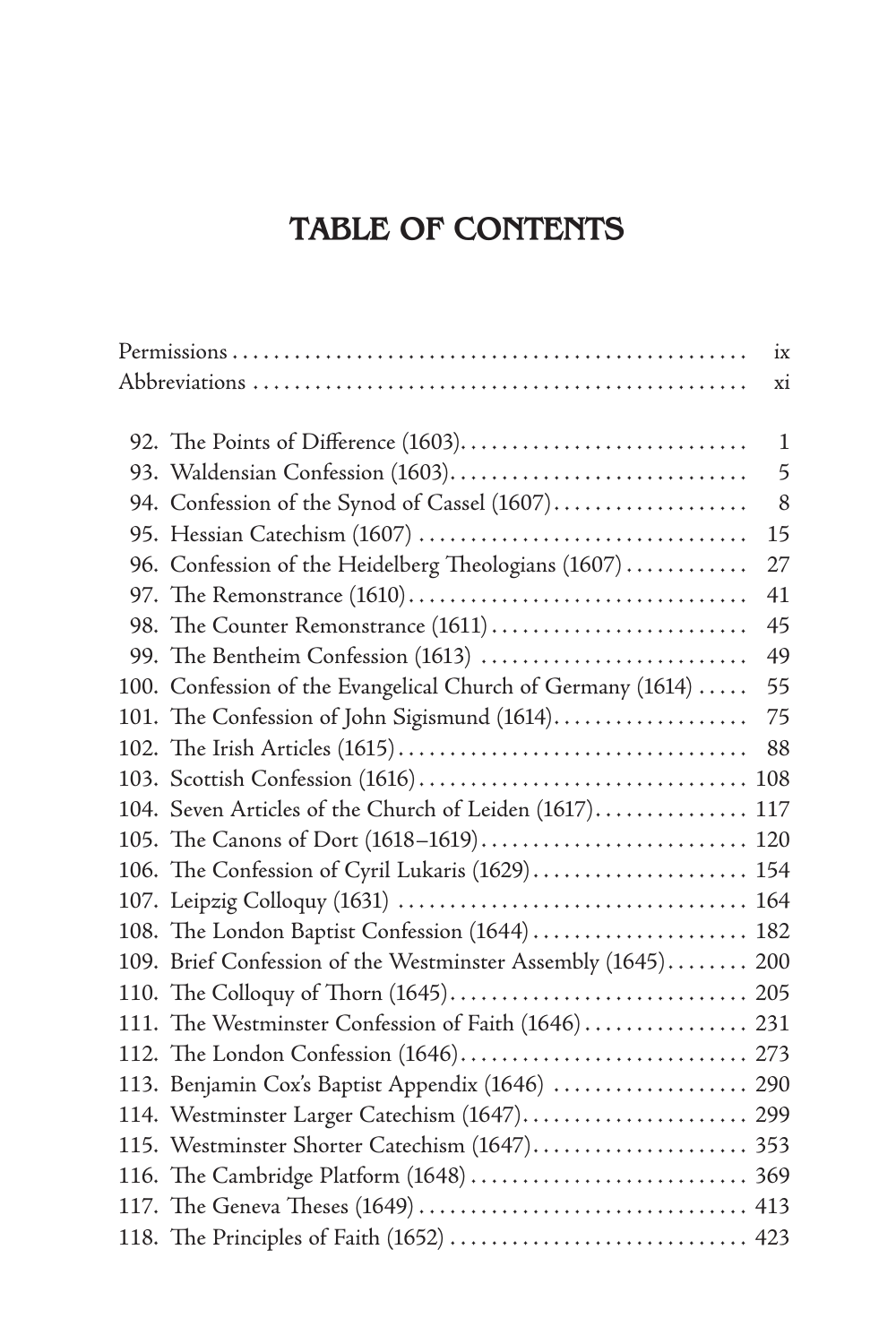# TABLE OF CONTENTS

| | |
|---|---|
| Permissions | ix |
| Abbreviations | xi |
| | |
| 92. The Points of Difference (1603) | 1 |
| 93. Waldensian Confession (1603) | 5 |
| 94. Confession of the Synod of Cassel (1607) | 8 |
| 95. Hessian Catechism (1607) | 15 |
| 96. Confession of the Heidelberg Theologians (1607) | 27 |
| 97. The Remonstrance (1610) | 41 |
| 98. The Counter Remonstrance (1611) | 45 |
| 99. The Bentheim Confession (1613) | 49 |
| 100. Confession of the Evangelical Church of Germany (1614) | 55 |
| 101. The Confession of John Sigismund (1614) | 75 |
| 102. The Irish Articles (1615) | 88 |
| 103. Scottish Confession (1616) | 108 |
| 104. Seven Articles of the Church of Leiden (1617) | 117 |
| 105. The Canons of Dort (1618–1619) | 120 |
| 106. The Confession of Cyril Lukaris (1629) | 154 |
| 107. Leipzig Colloquy (1631) | 164 |
| 108. The London Baptist Confession (1644) | 182 |
| 109. Brief Confession of the Westminster Assembly (1645) | 200 |
| 110. The Colloquy of Thorn (1645) | 205 |
| 111. The Westminster Confession of Faith (1646) | 231 |
| 112. The London Confession (1646) | 273 |
| 113. Benjamin Cox's Baptist Appendix (1646) | 290 |
| 114. Westminster Larger Catechism (1647) | 299 |
| 115. Westminster Shorter Catechism (1647) | 353 |
| 116. The Cambridge Platform (1648) | 369 |
| 117. The Geneva Theses (1649) | 413 |
| 118. The Principles of Faith (1652) | 423 |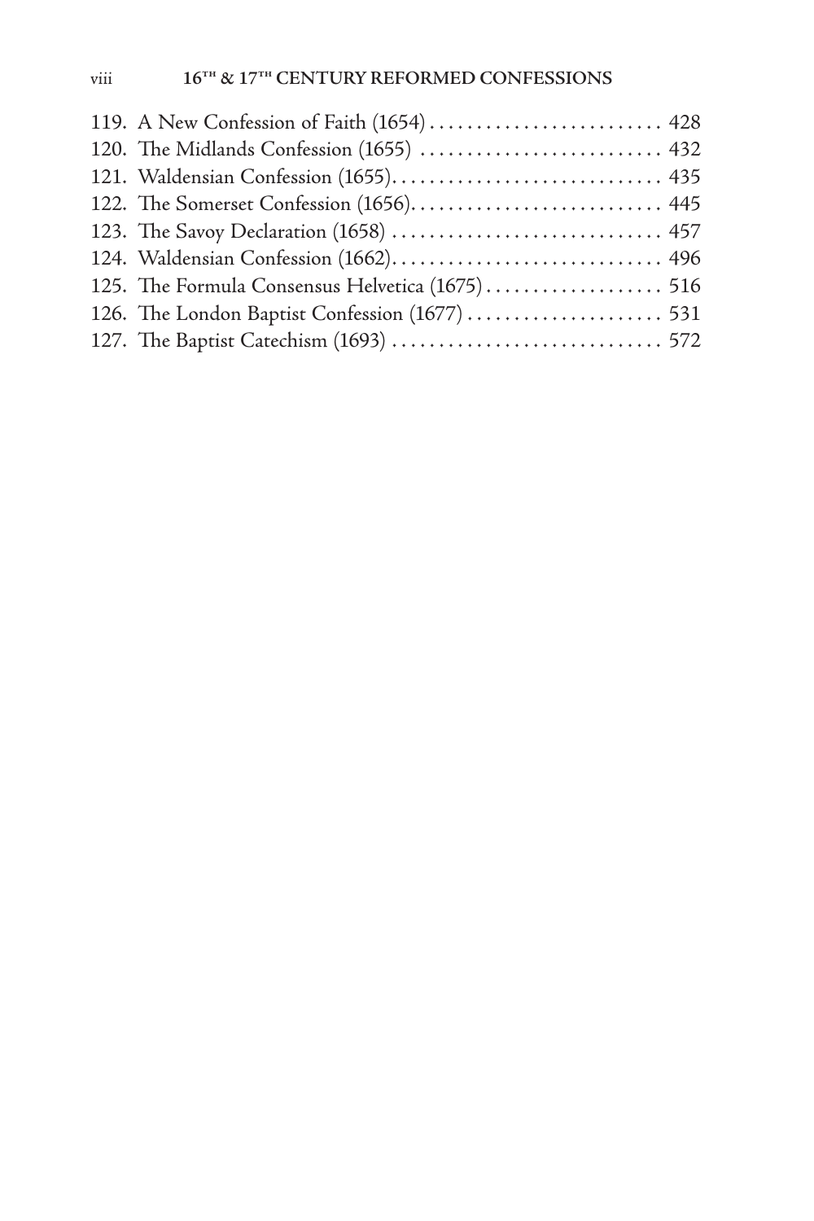119. A New Confession of Faith (1654) .......................... 428
120. The Midlands Confession (1655) .......................... 432
121. Waldensian Confession (1655) .......................... 435
122. The Somerset Confession (1656) .......................... 445
123. The Savoy Declaration (1658) .......................... 457
124. Waldensian Confession (1662) .......................... 496
125. The Formula Consensus Helvetica (1675) .......................... 516
126. The London Baptist Confession (1677) .......................... 531
127. The Baptist Catechism (1693) .......................... 572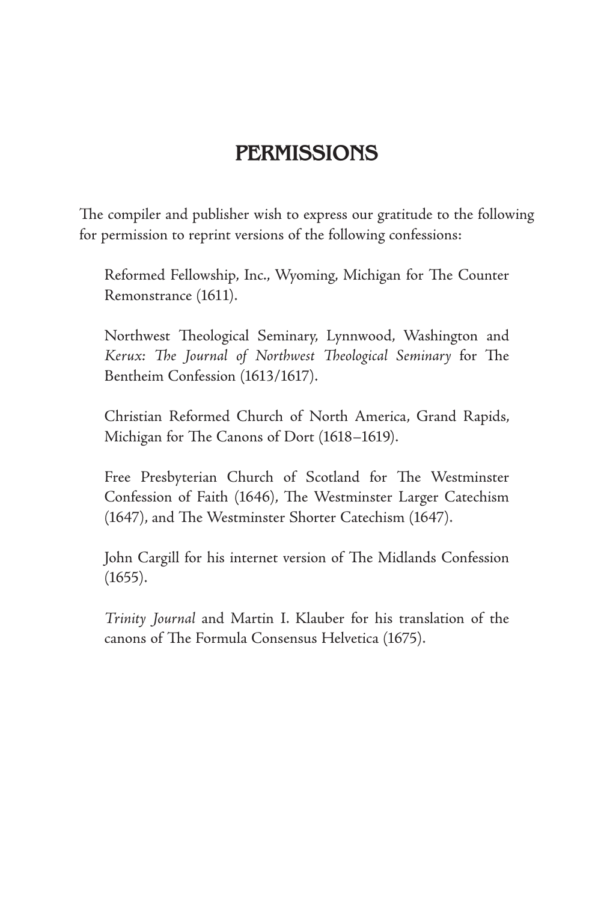# PERMISSIONS

The compiler and publisher wish to express our gratitude to the following for permission to reprint versions of the following confessions:

Reformed Fellowship, Inc., Wyoming, Michigan for The Counter Remonstrance (1611).

Northwest Theological Seminary, Lynnwood, Washington and *Kerux: The Journal of Northwest Theological Seminary* for The Bentheim Confession (1613/1617).

Christian Reformed Church of North America, Grand Rapids, Michigan for The Canons of Dort (1618–1619).

Free Presbyterian Church of Scotland for The Westminster Confession of Faith (1646), The Westminster Larger Catechism (1647), and The Westminster Shorter Catechism (1647).

John Cargill for his internet version of The Midlands Confession (1655).

*Trinity Journal* and Martin I. Klauber for his translation of the canons of The Formula Consensus Helvetica (1675).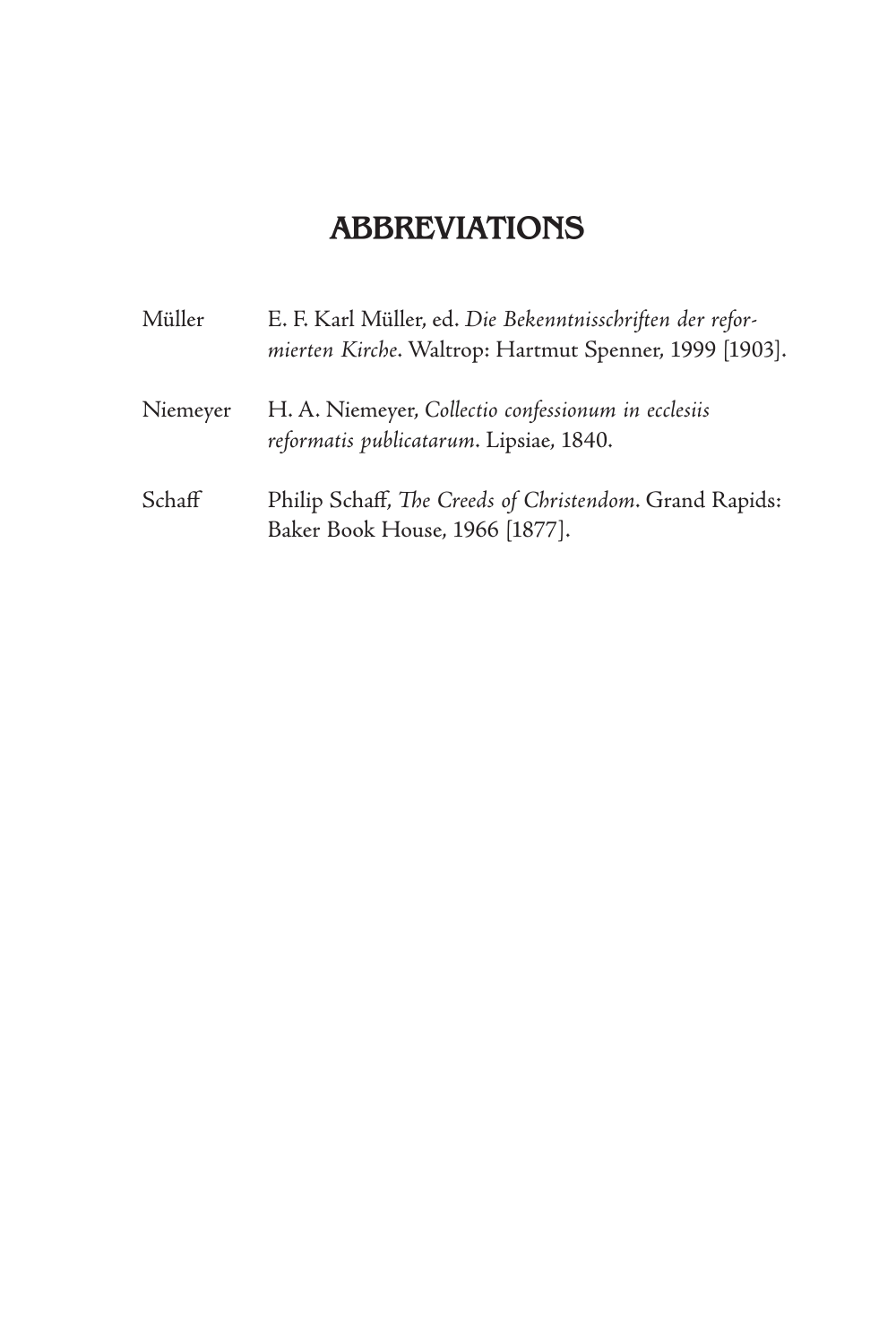# ABBREVIATIONS

| | |
|---|---|
| Müller | E. F. Karl Müller, ed. *Die Bekenntnisschriften der reformierten Kirche*. Waltrop: Hartmut Spenner, 1999 [1903]. |
| Niemeyer | H. A. Niemeyer, *Collectio confessionum in ecclesiis reformatis publicatarum*. Lipsiae, 1840. |
| Schaff | Philip Schaff, *The Creeds of Christendom*. Grand Rapids: Baker Book House, 1966 [1877]. |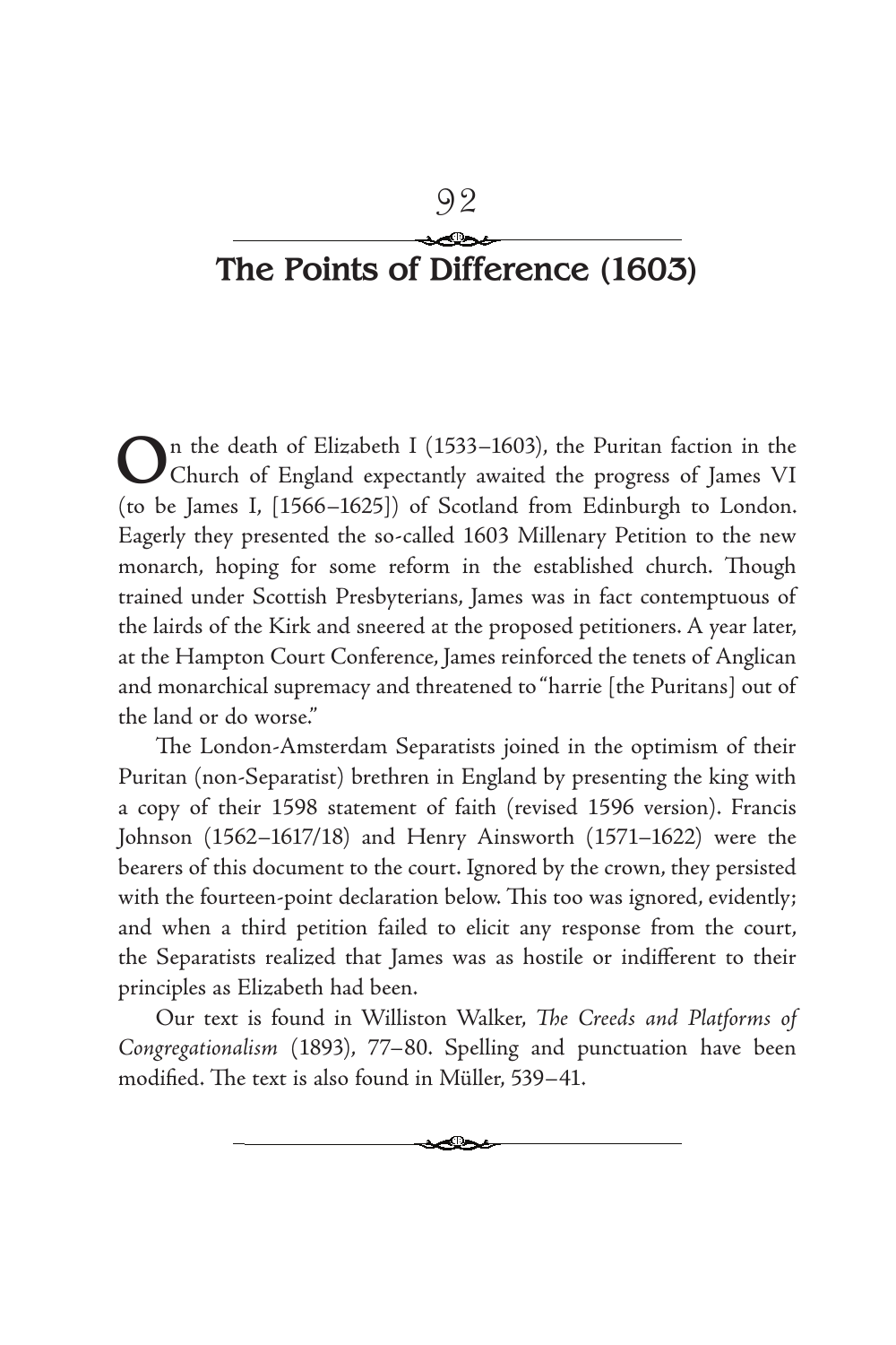# 92

## The Points of Difference (1603)

On the death of Elizabeth I (1533–1603), the Puritan faction in the Church of England expectantly awaited the progress of James VI (to be James I, [1566–1625]) of Scotland from Edinburgh to London. Eagerly they presented the so-called 1603 Millenary Petition to the new monarch, hoping for some reform in the established church. Though trained under Scottish Presbyterians, James was in fact contemptuous of the lairds of the Kirk and sneered at the proposed petitioners. A year later, at the Hampton Court Conference, James reinforced the tenets of Anglican and monarchical supremacy and threatened to "harrie [the Puritans] out of the land or do worse."

The London-Amsterdam Separatists joined in the optimism of their Puritan (non-Separatist) brethren in England by presenting the king with a copy of their 1598 statement of faith (revised 1596 version). Francis Johnson (1562–1617/18) and Henry Ainsworth (1571–1622) were the bearers of this document to the court. Ignored by the crown, they persisted with the fourteen-point declaration below. This too was ignored, evidently; and when a third petition failed to elicit any response from the court, the Separatists realized that James was as hostile or indifferent to their principles as Elizabeth had been.

Our text is found in Williston Walker, *The Creeds and Platforms of Congregationalism* (1893), 77–80. Spelling and punctuation have been modified. The text is also found in Müller, 539–41.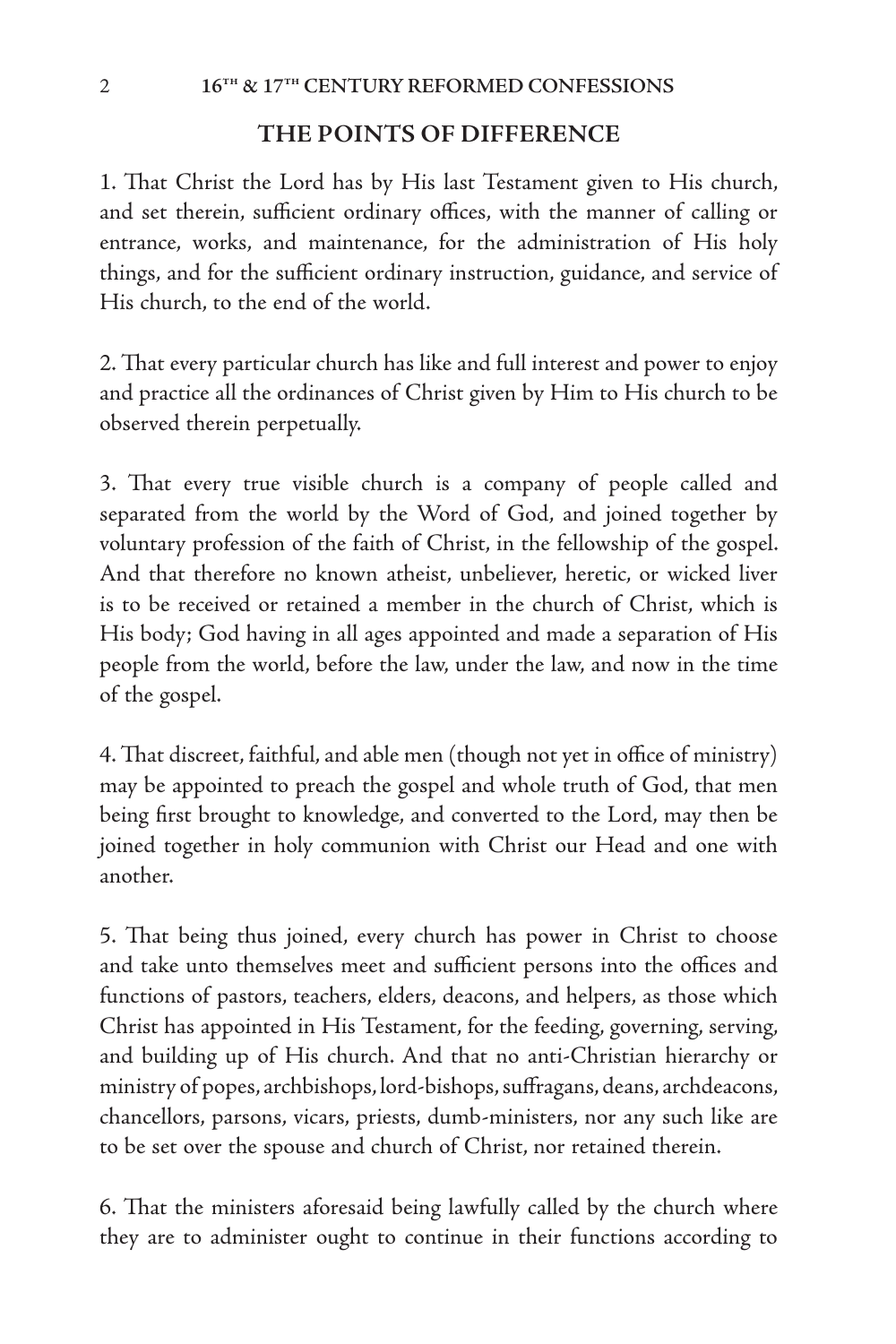## THE POINTS OF DIFFERENCE

1. That Christ the Lord has by His last Testament given to His church, and set therein, sufficient ordinary offices, with the manner of calling or entrance, works, and maintenance, for the administration of His holy things, and for the sufficient ordinary instruction, guidance, and service of His church, to the end of the world.

2. That every particular church has like and full interest and power to enjoy and practice all the ordinances of Christ given by Him to His church to be observed therein perpetually.

3. That every true visible church is a company of people called and separated from the world by the Word of God, and joined together by voluntary profession of the faith of Christ, in the fellowship of the gospel. And that therefore no known atheist, unbeliever, heretic, or wicked liver is to be received or retained a member in the church of Christ, which is His body; God having in all ages appointed and made a separation of His people from the world, before the law, under the law, and now in the time of the gospel.

4. That discreet, faithful, and able men (though not yet in office of ministry) may be appointed to preach the gospel and whole truth of God, that men being first brought to knowledge, and converted to the Lord, may then be joined together in holy communion with Christ our Head and one with another.

5. That being thus joined, every church has power in Christ to choose and take unto themselves meet and sufficient persons into the offices and functions of pastors, teachers, elders, deacons, and helpers, as those which Christ has appointed in His Testament, for the feeding, governing, serving, and building up of His church. And that no anti-Christian hierarchy or ministry of popes, archbishops, lord-bishops, suffragans, deans, archdeacons, chancellors, parsons, vicars, priests, dumb-ministers, nor any such like are to be set over the spouse and church of Christ, nor retained therein.

6. That the ministers aforesaid being lawfully called by the church where they are to administer ought to continue in their functions according to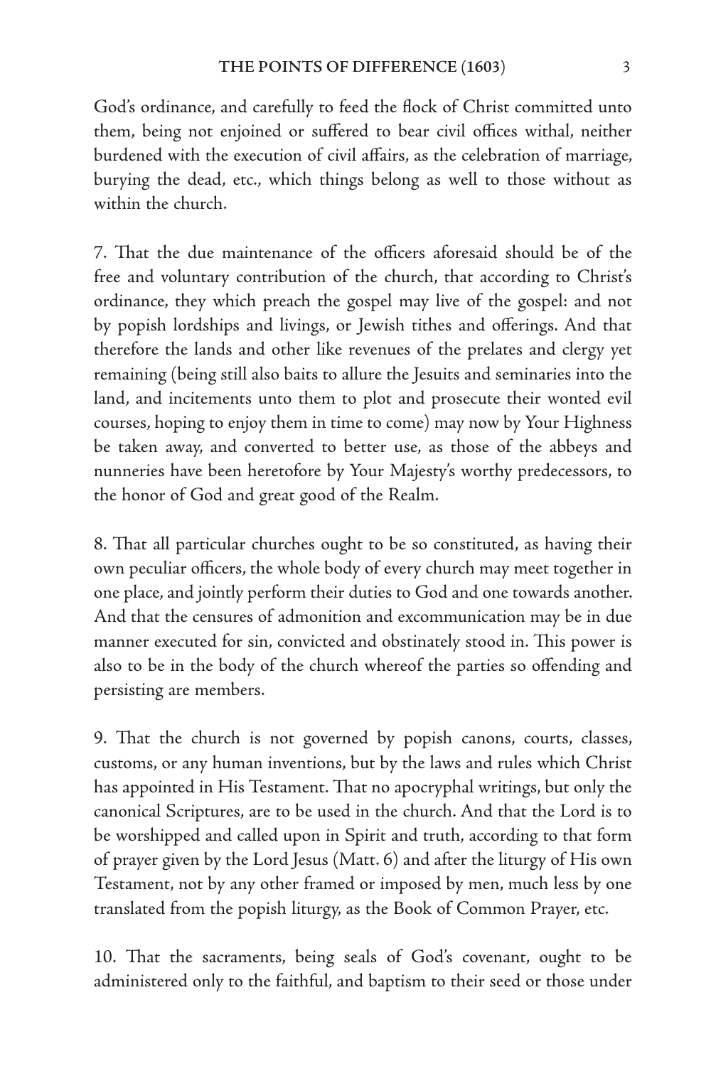God's ordinance, and carefully to feed the flock of Christ committed unto them, being not enjoined or suffered to bear civil offices withal, neither burdened with the execution of civil affairs, as the celebration of marriage, burying the dead, etc., which things belong as well to those without as within the church.

7. That the due maintenance of the officers aforesaid should be of the free and voluntary contribution of the church, that according to Christ's ordinance, they which preach the gospel may live of the gospel: and not by popish lordships and livings, or Jewish tithes and offerings. And that therefore the lands and other like revenues of the prelates and clergy yet remaining (being still also baits to allure the Jesuits and seminaries into the land, and incitements unto them to plot and prosecute their wonted evil courses, hoping to enjoy them in time to come) may now by Your Highness be taken away, and converted to better use, as those of the abbeys and nunneries have been heretofore by Your Majesty's worthy predecessors, to the honor of God and great good of the Realm.

8. That all particular churches ought to be so constituted, as having their own peculiar officers, the whole body of every church may meet together in one place, and jointly perform their duties to God and one towards another. And that the censures of admonition and excommunication may be in due manner executed for sin, convicted and obstinately stood in. This power is also to be in the body of the church whereof the parties so offending and persisting are members.

9. That the church is not governed by popish canons, courts, classes, customs, or any human inventions, but by the laws and rules which Christ has appointed in His Testament. That no apocryphal writings, but only the canonical Scriptures, are to be used in the church. And that the Lord is to be worshipped and called upon in Spirit and truth, according to that form of prayer given by the Lord Jesus (Matt. 6) and after the liturgy of His own Testament, not by any other framed or imposed by men, much less by one translated from the popish liturgy, as the Book of Common Prayer, etc.

10. That the sacraments, being seals of God's covenant, ought to be administered only to the faithful, and baptism to their seed or those under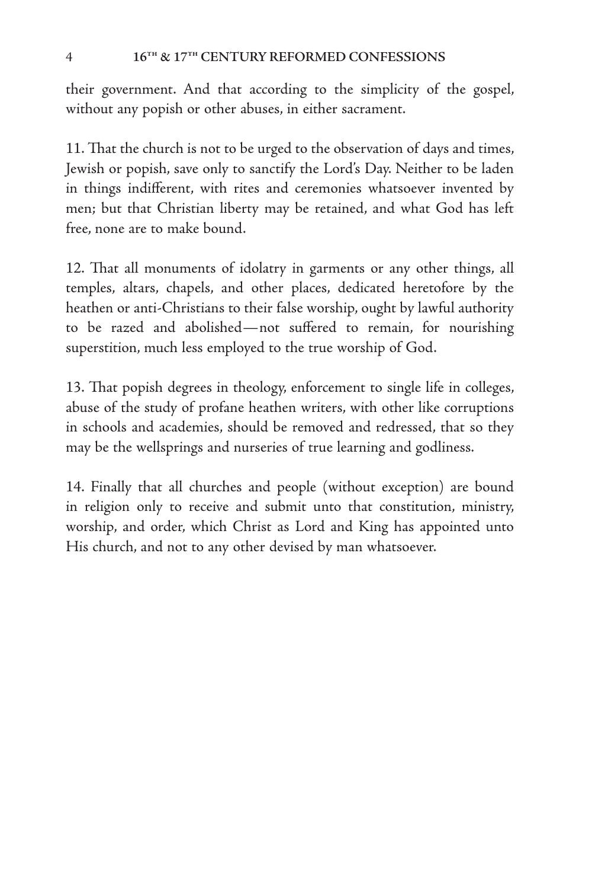their government. And that according to the simplicity of the gospel, without any popish or other abuses, in either sacrament.

11. That the church is not to be urged to the observation of days and times, Jewish or popish, save only to sanctify the Lord's Day. Neither to be laden in things indifferent, with rites and ceremonies whatsoever invented by men; but that Christian liberty may be retained, and what God has left free, none are to make bound.

12. That all monuments of idolatry in garments or any other things, all temples, altars, chapels, and other places, dedicated heretofore by the heathen or anti-Christians to their false worship, ought by lawful authority to be razed and abolished—not suffered to remain, for nourishing superstition, much less employed to the true worship of God.

13. That popish degrees in theology, enforcement to single life in colleges, abuse of the study of profane heathen writers, with other like corruptions in schools and academies, should be removed and redressed, that so they may be the wellsprings and nurseries of true learning and godliness.

14. Finally that all churches and people (without exception) are bound in religion only to receive and submit unto that constitution, ministry, worship, and order, which Christ as Lord and King has appointed unto His church, and not to any other devised by man whatsoever.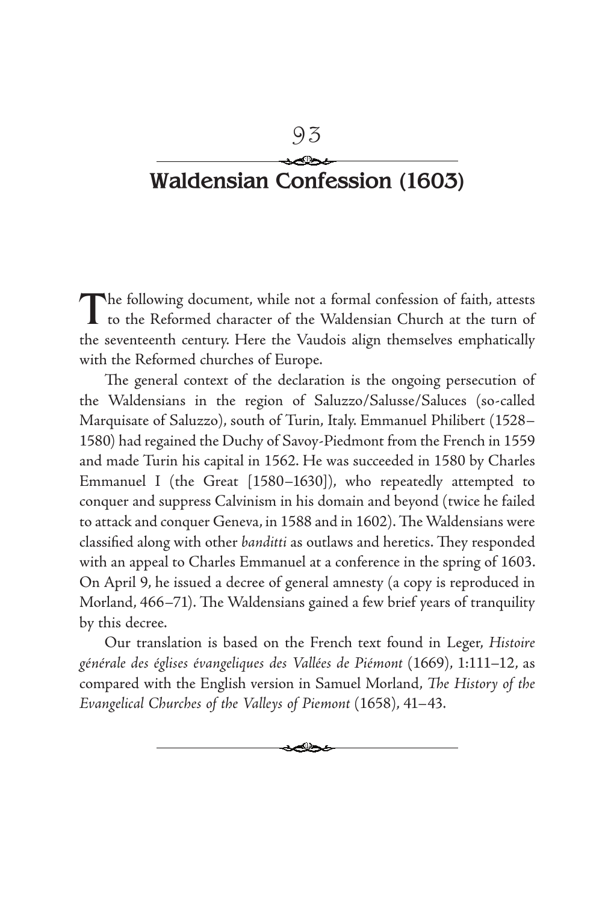# 93

## Waldensian Confession (1603)

The following document, while not a formal confession of faith, attests to the Reformed character of the Waldensian Church at the turn of the seventeenth century. Here the Vaudois align themselves emphatically with the Reformed churches of Europe.

The general context of the declaration is the ongoing persecution of the Waldensians in the region of Saluzzo/Salusse/Saluces (so-called Marquisate of Saluzzo), south of Turin, Italy. Emmanuel Philibert (1528–1580) had regained the Duchy of Savoy-Piedmont from the French in 1559 and made Turin his capital in 1562. He was succeeded in 1580 by Charles Emmanuel I (the Great [1580–1630]), who repeatedly attempted to conquer and suppress Calvinism in his domain and beyond (twice he failed to attack and conquer Geneva, in 1588 and in 1602). The Waldensians were classified along with other *banditti* as outlaws and heretics. They responded with an appeal to Charles Emmanuel at a conference in the spring of 1603. On April 9, he issued a decree of general amnesty (a copy is reproduced in Morland, 466–71). The Waldensians gained a few brief years of tranquility by this decree.

Our translation is based on the French text found in Leger, *Histoire générale des églises évangeliques des Vallées de Piémont* (1669), 1:111–12, as compared with the English version in Samuel Morland, *The History of the Evangelical Churches of the Valleys of Piemont* (1658), 41–43.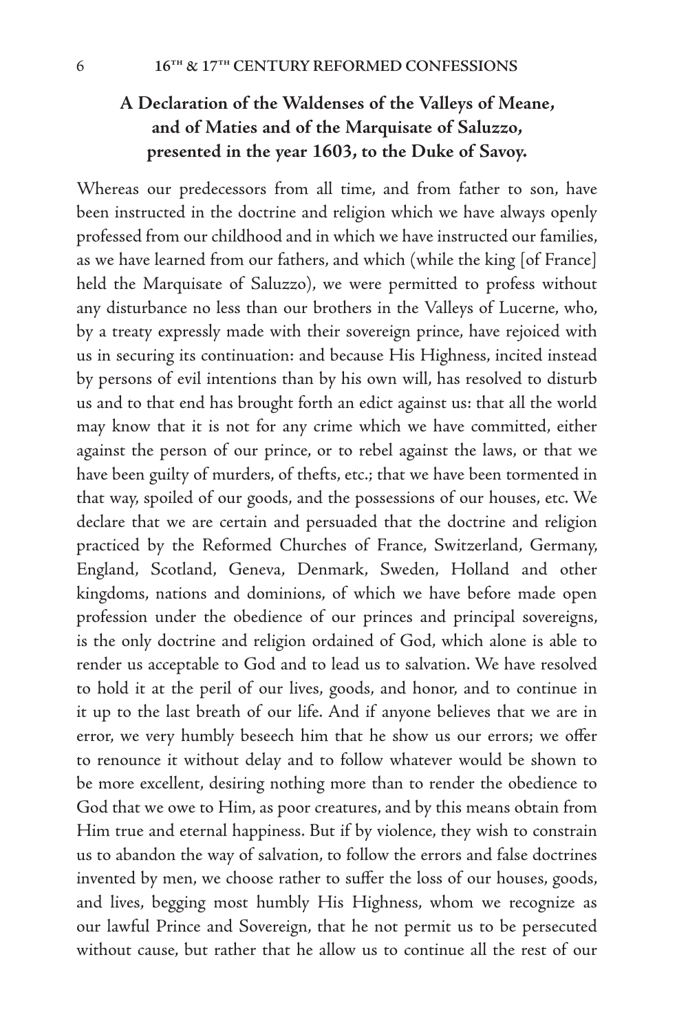## A Declaration of the Waldenses of the Valleys of Meane, and of Maties and of the Marquisate of Saluzzo, presented in the year 1603, to the Duke of Savoy.

Whereas our predecessors from all time, and from father to son, have been instructed in the doctrine and religion which we have always openly professed from our childhood and in which we have instructed our families, as we have learned from our fathers, and which (while the king [of France] held the Marquisate of Saluzzo), we were permitted to profess without any disturbance no less than our brothers in the Valleys of Lucerne, who, by a treaty expressly made with their sovereign prince, have rejoiced with us in securing its continuation: and because His Highness, incited instead by persons of evil intentions than by his own will, has resolved to disturb us and to that end has brought forth an edict against us: that all the world may know that it is not for any crime which we have committed, either against the person of our prince, or to rebel against the laws, or that we have been guilty of murders, of thefts, etc.; that we have been tormented in that way, spoiled of our goods, and the possessions of our houses, etc. We declare that we are certain and persuaded that the doctrine and religion practiced by the Reformed Churches of France, Switzerland, Germany, England, Scotland, Geneva, Denmark, Sweden, Holland and other kingdoms, nations and dominions, of which we have before made open profession under the obedience of our princes and principal sovereigns, is the only doctrine and religion ordained of God, which alone is able to render us acceptable to God and to lead us to salvation. We have resolved to hold it at the peril of our lives, goods, and honor, and to continue in it up to the last breath of our life. And if anyone believes that we are in error, we very humbly beseech him that he show us our errors; we offer to renounce it without delay and to follow whatever would be shown to be more excellent, desiring nothing more than to render the obedience to God that we owe to Him, as poor creatures, and by this means obtain from Him true and eternal happiness. But if by violence, they wish to constrain us to abandon the way of salvation, to follow the errors and false doctrines invented by men, we choose rather to suffer the loss of our houses, goods, and lives, begging most humbly His Highness, whom we recognize as our lawful Prince and Sovereign, that he not permit us to be persecuted without cause, but rather that he allow us to continue all the rest of our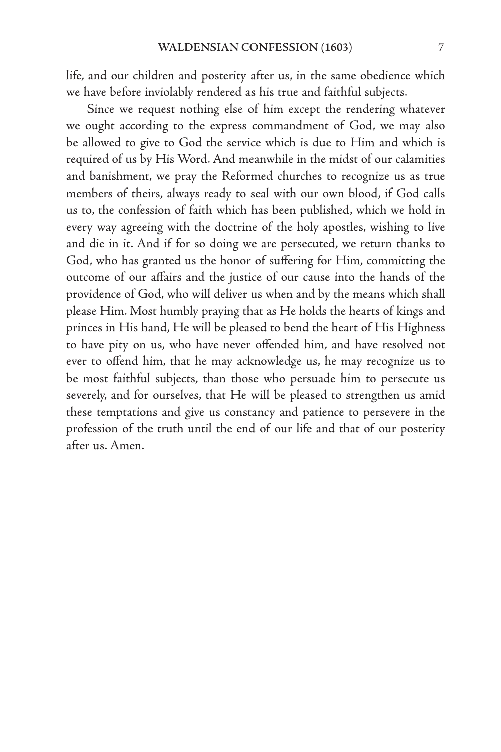life, and our children and posterity after us, in the same obedience which we have before inviolably rendered as his true and faithful subjects.

Since we request nothing else of him except the rendering whatever we ought according to the express commandment of God, we may also be allowed to give to God the service which is due to Him and which is required of us by His Word. And meanwhile in the midst of our calamities and banishment, we pray the Reformed churches to recognize us as true members of theirs, always ready to seal with our own blood, if God calls us to, the confession of faith which has been published, which we hold in every way agreeing with the doctrine of the holy apostles, wishing to live and die in it. And if for so doing we are persecuted, we return thanks to God, who has granted us the honor of suffering for Him, committing the outcome of our affairs and the justice of our cause into the hands of the providence of God, who will deliver us when and by the means which shall please Him. Most humbly praying that as He holds the hearts of kings and princes in His hand, He will be pleased to bend the heart of His Highness to have pity on us, who have never offended him, and have resolved not ever to offend him, that he may acknowledge us, he may recognize us to be most faithful subjects, than those who persuade him to persecute us severely, and for ourselves, that He will be pleased to strengthen us amid these temptations and give us constancy and patience to persevere in the profession of the truth until the end of our life and that of our posterity after us. Amen.